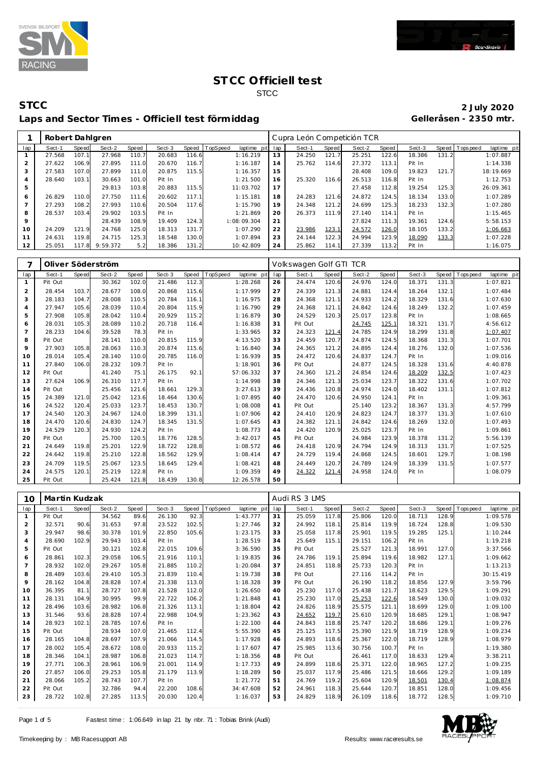# STCC Officiell test

STCC

## STCC

**2 July 2020**

**Laps and Sector Times - Officiell test förmiddag**

**Gelleråsen - 2350 mtr.**

### 1 Robert Dahlgren — Cupra León Competición TCR

| lap | Sect-1 | Speed | Sect-2 | Speed | Sect-3 | Speed | TopSpeed | laptime pit | lap | Sect-1 | Speed | Sect-2 | Speed | Sect-3 | Speed | Topspeed | laptime pit |
|---|---|---|---|---|---|---|---|---|---|---|---|---|---|---|---|---|---|
| 1 | 27.568 | 107.1 | 27.968 | 110.7 | 20.683 | 116.6 | | 1:16.219 | 13 | 24.250 | 121.7 | 25.251 | 122.6 | 18.386 | 131.2 | | 1:07.887 |
| 2 | 27.622 | 106.9 | 27.895 | 111.0 | 20.670 | 116.7 | | 1:16.187 | 14 | 25.762 | 114.6 | 27.372 | 113.1 | Pit In | | | 1:14.338 |
| 3 | 27.583 | 107.0 | 27.899 | 111.0 | 20.875 | 115.5 | | 1:16.357 | 15 | | | 28.408 | 109.0 | 19.823 | 121.7 | | 18:19.669 |
| 4 | 28.640 | 103.1 | 30.663 | 101.0 | Pit In | | | 1:21.500 | 16 | 25.320 | 116.6 | 26.513 | 116.8 | Pit In | | | 1:12.753 |
| 5 | | | 29.813 | 103.8 | 20.883 | 115.5 | | 11:03.702 | 17 | | | 27.458 | 112.8 | 19.254 | 125.3 | | 26:09.361 |
| 6 | 26.829 | 110.0 | 27.750 | 111.6 | 20.602 | 117.1 | | 1:15.181 | 18 | 24.283 | 121.6 | 24.872 | 124.5 | 18.134 | 133.0 | | 1:07.289 |
| 7 | 27.293 | 108.2 | 27.993 | 110.6 | 20.504 | 117.6 | | 1:15.790 | 19 | 24.348 | 121.2 | 24.699 | 125.3 | 18.233 | 132.3 | | 1:07.280 |
| 8 | 28.537 | 103.4 | 29.902 | 103.5 | Pit In | | | 1:21.869 | 20 | 26.373 | 111.9 | 27.140 | 114.1 | Pit In | | | 1:15.465 |
| 9 | | | 28.439 | 108.9 | 19.409 | 124.3 | | l:08:09.304 | 21 | | | 27.824 | 111.3 | 19.361 | 124.6 | | 5:58.153 |
| 10 | 24.209 | 121.9 | 24.768 | 125.0 | 18.313 | 131.7 | | 1:07.290 | 22 | 23.986 | 123.1 | 24.572 | 126.0 | 18.105 | 133.2 | | 1:06.663 |
| 11 | 24.631 | 119.8 | 24.715 | 125.3 | 18.548 | 130.0 | | 1:07.894 | 23 | 24.144 | 122.3 | 24.994 | 123.9 | 18.090 | 133.3 | | 1:07.228 |
| 12 | 25.051 | 117.8 | 9:59.372 | 5.2 | 18.386 | 131.2 | | 10:42.809 | 24 | 25.862 | 114.1 | 27.339 | 113.2 | Pit In | | | 1:16.075 |

### 7 Oliver Söderström — Volkswagen Golf GTI TCR

| lap | Sect-1 | Speed | Sect-2 | Speed | Sect-3 | Speed | TopSpeed | laptime pit | lap | Sect-1 | Speed | Sect-2 | Speed | Sect-3 | Speed | Topspeed | laptime pit |
|---|---|---|---|---|---|---|---|---|---|---|---|---|---|---|---|---|---|
| 1 | Pit Out | | 30.362 | 102.0 | 21.486 | 112.3 | | 1:28.268 | 26 | 24.474 | 120.6 | 24.976 | 124.0 | 18.371 | 131.3 | | 1:07.821 |
| 2 | 28.454 | 103.7 | 28.677 | 108.0 | 20.868 | 115.6 | | 1:17.999 | 27 | 24.339 | 121.3 | 24.881 | 124.4 | 18.264 | 132.1 | | 1:07.484 |
| 3 | 28.183 | 104.7 | 28.008 | 110.5 | 20.784 | 116.1 | | 1:16.975 | 28 | 24.368 | 121.1 | 24.933 | 124.2 | 18.329 | 131.6 | | 1:07.630 |
| 4 | 27.947 | 105.6 | 28.039 | 110.4 | 20.804 | 115.9 | | 1:16.790 | 29 | 24.368 | 121.1 | 24.842 | 124.6 | 18.249 | 132.2 | | 1:07.459 |
| 5 | 27.908 | 105.8 | 28.042 | 110.4 | 20.929 | 115.2 | | 1:16.879 | 30 | 24.529 | 120.3 | 25.017 | 123.8 | Pit In | | | 1:08.665 |
| 6 | 28.031 | 105.3 | 28.089 | 110.2 | 20.718 | 116.4 | | 1:16.838 | 31 | Pit Out | | 24.745 | 125.1 | 18.321 | 131.7 | | 4:56.612 |
| 7 | 28.233 | 104.6 | 39.528 | 78.3 | Pit In | | | 1:33.965 | 32 | 24.323 | 121.4 | 24.785 | 124.9 | 18.299 | 131.8 | | 1:07.407 |
| 8 | Pit Out | | 28.141 | 110.0 | 20.815 | 115.9 | | 4:13.520 | 33 | 24.459 | 120.7 | 24.874 | 124.5 | 18.368 | 131.3 | | 1:07.701 |
| 9 | 27.903 | 105.8 | 28.063 | 110.3 | 20.874 | 115.6 | | 1:16.840 | 34 | 24.365 | 121.2 | 24.895 | 124.4 | 18.276 | 132.0 | | 1:07.536 |
| 10 | 28.014 | 105.4 | 28.140 | 110.0 | 20.785 | 116.0 | | 1:16.939 | 35 | 24.472 | 120.6 | 24.837 | 124.7 | Pit In | | | 1:09.016 |
| 11 | 27.840 | 106.0 | 28.232 | 109.7 | Pit In | | | 1:18.901 | 36 | Pit Out | | 24.877 | 124.5 | 18.328 | 131.6 | | 4:40.878 |
| 12 | Pit Out | | 41.240 | 75.1 | 26.175 | 92.1 | | 57:06.332 | 37 | 24.360 | 121.2 | 24.854 | 124.6 | 18.209 | 132.5 | | 1:07.423 |
| 13 | 27.624 | 106.9 | 26.310 | 117.7 | Pit In | | | 1:14.998 | 38 | 24.346 | 121.3 | 25.034 | 123.7 | 18.322 | 131.6 | | 1:07.702 |
| 14 | Pit Out | | 25.456 | 121.6 | 18.661 | 129.3 | | 3:27.613 | 39 | 24.436 | 120.8 | 24.974 | 124.0 | 18.402 | 131.1 | | 1:07.812 |
| 15 | 24.389 | 121.0 | 25.042 | 123.6 | 18.464 | 130.6 | | 1:07.895 | 40 | 24.470 | 120.6 | 24.950 | 124.1 | Pit In | | | 1:09.361 |
| 16 | 24.522 | 120.4 | 25.033 | 123.7 | 18.453 | 130.7 | | 1:08.008 | 41 | Pit Out | | 25.140 | 123.2 | 18.367 | 131.3 | | 4:57.799 |
| 17 | 24.540 | 120.3 | 24.967 | 124.0 | 18.399 | 131.1 | | 1:07.906 | 42 | 24.410 | 120.9 | 24.823 | 124.7 | 18.377 | 131.3 | | 1:07.610 |
| 18 | 24.470 | 120.6 | 24.830 | 124.7 | 18.345 | 131.5 | | 1:07.645 | 43 | 24.382 | 121.1 | 24.842 | 124.6 | 18.269 | 132.0 | | 1:07.493 |
| 19 | 24.529 | 120.3 | 24.930 | 124.2 | Pit In | | | 1:08.773 | 44 | 24.420 | 120.9 | 25.025 | 123.7 | Pit In | | | 1:09.861 |
| 20 | Pit Out | | 25.700 | 120.5 | 18.776 | 128.5 | | 3:42.017 | 45 | Pit Out | | 24.984 | 123.9 | 18.378 | 131.2 | | 5:56.139 |
| 21 | 24.649 | 119.8 | 25.201 | 122.9 | 18.722 | 128.8 | | 1:08.572 | 46 | 24.418 | 120.9 | 24.794 | 124.9 | 18.313 | 131.7 | | 1:07.525 |
| 22 | 24.642 | 119.8 | 25.210 | 122.8 | 18.562 | 129.9 | | 1:08.414 | 47 | 24.729 | 119.4 | 24.868 | 124.5 | 18.601 | 129.7 | | 1:08.198 |
| 23 | 24.709 | 119.5 | 25.067 | 123.5 | 18.645 | 129.4 | | 1:08.421 | 48 | 24.449 | 120.7 | 24.789 | 124.9 | 18.339 | 131.5 | | 1:07.577 |
| 24 | 24.575 | 120.1 | 25.219 | 122.8 | Pit In | | | 1:09.359 | 49 | 24.322 | 121.4 | 24.958 | 124.0 | Pit In | | | 1:08.079 |
| 25 | Pit Out | | 25.424 | 121.8 | 18.439 | 130.8 | | 12:26.578 | 50 | | | | | | | | |

### 10 Martin Kudzak — Audi RS 3 LMS

| lap | Sect-1 | Speed | Sect-2 | Speed | Sect-3 | Speed | TopSpeed | laptime pit | lap | Sect-1 | Speed | Sect-2 | Speed | Sect-3 | Speed | Topspeed | laptime pit |
|---|---|---|---|---|---|---|---|---|---|---|---|---|---|---|---|---|---|
| 1 | Pit Out | | 34.562 | 89.6 | 26.130 | 92.3 | | 1:43.777 | 31 | 25.059 | 117.8 | 25.806 | 120.0 | 18.713 | 128.9 | | 1:09.578 |
| 2 | 32.571 | 90.6 | 31.653 | 97.8 | 23.522 | 102.5 | | 1:27.746 | 32 | 24.992 | 118.1 | 25.814 | 119.9 | 18.724 | 128.8 | | 1:09.530 |
| 3 | 29.947 | 98.6 | 30.378 | 101.9 | 22.850 | 105.6 | | 1:23.175 | 33 | 25.058 | 117.8 | 25.901 | 119.5 | 19.285 | 125.1 | | 1:10.244 |
| 4 | 28.690 | 102.9 | 29.943 | 103.4 | Pit In | | | 1:28.519 | 34 | 25.649 | 115.1 | 29.151 | 106.2 | Pit In | | | 1:19.218 |
| 5 | Pit Out | | 30.121 | 102.8 | 22.015 | 109.6 | | 3:36.590 | 35 | Pit Out | | 25.527 | 121.3 | 18.991 | 127.0 | | 3:37.566 |
| 6 | 28.861 | 102.3 | 29.058 | 106.5 | 21.916 | 110.1 | | 1:19.835 | 36 | 24.786 | 119.1 | 25.894 | 119.6 | 18.982 | 127.1 | | 1:09.662 |
| 7 | 28.932 | 102.0 | 29.267 | 105.8 | 21.885 | 110.2 | | 1:20.084 | 37 | 24.851 | 118.8 | 25.733 | 120.3 | Pit In | | | 1:13.213 |
| 8 | 28.489 | 103.6 | 29.410 | 105.3 | 21.839 | 110.4 | | 1:19.738 | 38 | Pit Out | | 27.116 | 114.2 | Pit In | | | 30:15.419 |
| 9 | 28.162 | 104.8 | 28.828 | 107.4 | 21.338 | 113.0 | | 1:18.328 | 39 | Pit Out | | 26.190 | 118.2 | 18.856 | 127.9 | | 3:59.796 |
| 10 | 36.395 | 81.1 | 28.727 | 107.8 | 21.528 | 112.0 | | 1:26.650 | 40 | 25.230 | 117.0 | 25.438 | 121.7 | 18.623 | 129.5 | | 1:09.291 |
| 11 | 28.131 | 104.9 | 30.995 | 99.9 | 22.722 | 106.2 | | 1:21.848 | 41 | 25.230 | 117.0 | 25.253 | 122.6 | 18.549 | 130.0 | | 1:09.032 |
| 12 | 28.496 | 103.6 | 28.982 | 106.8 | 21.326 | 113.1 | | 1:18.804 | 42 | 24.826 | 118.9 | 25.575 | 121.1 | 18.699 | 129.0 | | 1:09.100 |
| 13 | 31.546 | 93.6 | 28.828 | 107.4 | 22.988 | 104.9 | | 1:23.362 | 43 | 24.652 | 119.7 | 25.610 | 120.9 | 18.685 | 129.1 | | 1:08.947 |
| 14 | 28.923 | 102.1 | 28.785 | 107.6 | Pit In | | | 1:22.100 | 44 | 24.843 | 118.8 | 25.747 | 120.2 | 18.686 | 129.1 | | 1:09.276 |
| 15 | Pit Out | | 28.934 | 107.0 | 21.465 | 112.4 | | 5:55.390 | 45 | 25.125 | 117.5 | 25.390 | 121.9 | 18.719 | 128.9 | | 1:09.234 |
| 16 | 28.165 | 104.8 | 28.697 | 107.9 | 21.066 | 114.5 | | 1:17.928 | 46 | 24.893 | 118.6 | 25.367 | 122.0 | 18.719 | 128.9 | | 1:08.979 |
| 17 | 28.002 | 105.4 | 28.672 | 108.0 | 20.933 | 115.2 | | 1:17.607 | 47 | 25.985 | 113.6 | 30.756 | 100.7 | Pit In | | | 1:19.380 |
| 18 | 28.346 | 104.1 | 28.987 | 106.8 | 21.023 | 114.7 | | 1:18.356 | 48 | Pit Out | | 26.461 | 117.0 | 18.633 | 129.4 | | 3:38.211 |
| 19 | 27.771 | 106.3 | 28.961 | 106.9 | 21.001 | 114.9 | | 1:17.733 | 49 | 24.899 | 118.6 | 25.371 | 122.0 | 18.965 | 127.2 | | 1:09.235 |
| 20 | 27.857 | 106.0 | 29.253 | 105.8 | 21.179 | 113.9 | | 1:18.289 | 50 | 25.037 | 117.9 | 25.486 | 121.5 | 18.666 | 129.2 | | 1:09.189 |
| 21 | 28.066 | 105.2 | 28.743 | 107.7 | Pit In | | | 1:21.772 | 51 | 24.769 | 119.2 | 25.604 | 120.9 | 18.501 | 130.4 | | 1:08.874 |
| 22 | Pit Out | | 32.786 | 94.4 | 22.200 | 108.6 | | 34:47.608 | 52 | 24.961 | 118.3 | 25.644 | 120.7 | 18.851 | 128.0 | | 1:09.456 |
| 23 | 28.722 | 102.8 | 27.285 | 113.5 | 20.030 | 120.4 | | 1:16.037 | 53 | 24.829 | 118.9 | 26.109 | 118.6 | 18.772 | 128.5 | | 1:09.710 |

Fastest time : 1:06.649 in lap 21 by nbr. 71 : Tobias Brink (Audi)

Timekeeping by : MB Racesupport AB

Results: www.raceresults.se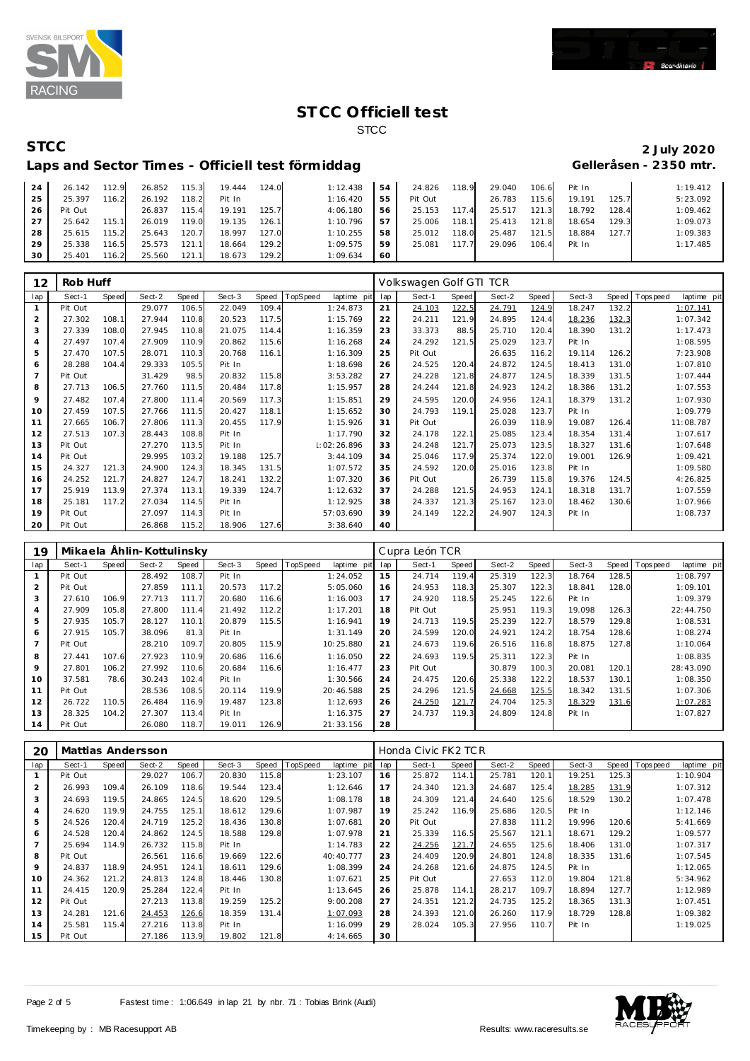# STCC Officiell test

STCC

## STCC

**Laps and Sector Times - Officiell test förmiddag**

**2 July 2020**

**Gelleråsen - 2350 mtr.**

| lap | Sect-1 | Speed | Sect-2 | Speed | Sect-3 | Speed | TopSpeed | laptime pit | lap | Sect-1 | Speed | Sect-2 | Speed | Sect-3 | Speed | Topspeed | laptime pit |
|---|---|---|---|---|---|---|---|---|---|---|---|---|---|---|---|---|---|
| 24 | 26.142 | 112.9 | 26.852 | 115.3 | 19.444 | 124.0 | | 1:12.438 | 54 | 24.826 | 118.9 | 29.040 | 106.6 | Pit In | | | 1:19.412 |
| 25 | 25.397 | 116.2 | 26.192 | 118.2 | Pit In | | | 1:16.420 | 55 | Pit Out | | 26.783 | 115.6 | 19.191 | 125.7 | | 5:23.092 |
| 26 | Pit Out | | 26.837 | 115.4 | 19.191 | 125.7 | | 4:06.180 | 56 | 25.153 | 117.4 | 25.517 | 121.3 | 18.792 | 128.4 | | 1:09.462 |
| 27 | 25.642 | 115.1 | 26.019 | 119.0 | 19.135 | 126.1 | | 1:10.796 | 57 | 25.006 | 118.1 | 25.413 | 121.8 | 18.654 | 129.3 | | 1:09.073 |
| 28 | 25.615 | 115.2 | 25.643 | 120.7 | 18.997 | 127.0 | | 1:10.255 | 58 | 25.012 | 118.0 | 25.487 | 121.5 | 18.884 | 127.7 | | 1:09.383 |
| 29 | 25.338 | 116.5 | 25.573 | 121.1 | 18.664 | 129.2 | | 1:09.575 | 59 | 25.081 | 117.7 | 29.096 | 106.4 | Pit In | | | 1:17.485 |
| 30 | 25.401 | 116.2 | 25.560 | 121.1 | 18.673 | 129.2 | | 1:09.634 | 60 | | | | | | | | |

### 12 Rob Huff — Volkswagen Golf GTI TCR

| lap | Sect-1 | Speed | Sect-2 | Speed | Sect-3 | Speed | TopSpeed | laptime pit | lap | Sect-1 | Speed | Sect-2 | Speed | Sect-3 | Speed | Topspeed | laptime pit |
|---|---|---|---|---|---|---|---|---|---|---|---|---|---|---|---|---|---|
| 1 | Pit Out | | 29.077 | 106.5 | 22.049 | 109.4 | | 1:24.873 | 21 | 24.103 | 122.5 | 24.791 | 124.9 | 18.247 | 132.2 | | 1:07.141 |
| 2 | 27.302 | 108.1 | 27.944 | 110.8 | 20.523 | 117.5 | | 1:15.769 | 22 | 24.211 | 121.9 | 24.895 | 124.4 | 18.236 | 132.3 | | 1:07.342 |
| 3 | 27.339 | 108.0 | 27.945 | 110.8 | 21.075 | 114.4 | | 1:16.359 | 23 | 33.373 | 88.5 | 25.710 | 120.4 | 18.390 | 131.2 | | 1:17.473 |
| 4 | 27.497 | 107.4 | 27.909 | 110.9 | 20.862 | 115.6 | | 1:16.268 | 24 | 24.292 | 121.5 | 25.029 | 123.7 | Pit In | | | 1:08.595 |
| 5 | 27.470 | 107.5 | 28.071 | 110.3 | 20.768 | 116.1 | | 1:16.309 | 25 | Pit Out | | 26.635 | 116.2 | 19.114 | 126.2 | | 7:23.908 |
| 6 | 28.288 | 104.4 | 29.333 | 105.5 | Pit In | | | 1:18.698 | 26 | 24.525 | 120.4 | 24.872 | 124.5 | 18.413 | 131.0 | | 1:07.810 |
| 7 | Pit Out | | 31.429 | 98.5 | 20.832 | 115.8 | | 3:53.282 | 27 | 24.228 | 121.8 | 24.877 | 124.5 | 18.339 | 131.5 | | 1:07.444 |
| 8 | 27.713 | 106.5 | 27.760 | 111.5 | 20.484 | 117.8 | | 1:15.957 | 28 | 24.244 | 121.8 | 24.923 | 124.2 | 18.386 | 131.2 | | 1:07.553 |
| 9 | 27.482 | 107.4 | 27.800 | 111.4 | 20.569 | 117.3 | | 1:15.851 | 29 | 24.595 | 120.0 | 24.956 | 124.1 | 18.379 | 131.2 | | 1:07.930 |
| 10 | 27.459 | 107.5 | 27.766 | 111.5 | 20.427 | 118.1 | | 1:15.652 | 30 | 24.793 | 119.1 | 25.028 | 123.7 | Pit In | | | 1:09.779 |
| 11 | 27.665 | 106.7 | 27.806 | 111.3 | 20.455 | 117.9 | | 1:15.926 | 31 | Pit Out | | 26.039 | 118.9 | 19.087 | 126.4 | | 11:08.787 |
| 12 | 27.513 | 107.3 | 28.443 | 108.8 | Pit In | | | 1:17.790 | 32 | 24.178 | 122.1 | 25.085 | 123.4 | 18.354 | 131.4 | | 1:07.617 |
| 13 | Pit Out | | 27.270 | 113.5 | Pit In | | | 1:02:26.896 | 33 | 24.248 | 121.7 | 25.073 | 123.5 | 18.327 | 131.6 | | 1:07.648 |
| 14 | Pit Out | | 29.995 | 103.2 | 19.188 | 125.7 | | 3:44.109 | 34 | 25.046 | 117.9 | 25.374 | 122.0 | 19.001 | 126.9 | | 1:09.421 |
| 15 | 24.327 | 121.3 | 24.900 | 124.3 | 18.345 | 131.5 | | 1:07.572 | 35 | 24.592 | 120.0 | 25.016 | 123.8 | Pit In | | | 1:09.580 |
| 16 | 24.252 | 121.7 | 24.827 | 124.7 | 18.241 | 132.2 | | 1:07.320 | 36 | Pit Out | | 26.739 | 115.8 | 19.376 | 124.5 | | 4:26.825 |
| 17 | 25.919 | 113.9 | 27.374 | 113.1 | 19.339 | 124.7 | | 1:12.632 | 37 | 24.288 | 121.5 | 24.953 | 124.1 | 18.318 | 131.7 | | 1:07.559 |
| 18 | 25.181 | 117.2 | 27.034 | 114.5 | Pit In | | | 1:12.925 | 38 | 24.337 | 121.3 | 25.167 | 123.0 | 18.462 | 130.6 | | 1:07.966 |
| 19 | Pit Out | | 27.097 | 114.3 | Pit In | | | 57:03.690 | 39 | 24.149 | 122.2 | 24.907 | 124.3 | Pit In | | | 1:08.737 |
| 20 | Pit Out | | 26.868 | 115.2 | 18.906 | 127.6 | | 3:38.640 | 40 | | | | | | | | |

### 19 Mikaela Åhlin-Kottulinsky — Cupra León TCR

| lap | Sect-1 | Speed | Sect-2 | Speed | Sect-3 | Speed | TopSpeed | laptime pit | lap | Sect-1 | Speed | Sect-2 | Speed | Sect-3 | Speed | Topspeed | laptime pit |
|---|---|---|---|---|---|---|---|---|---|---|---|---|---|---|---|---|---|
| 1 | Pit Out | | 28.492 | 108.7 | Pit In | | | 1:24.052 | 15 | 24.714 | 119.4 | 25.319 | 122.3 | 18.764 | 128.5 | | 1:08.797 |
| 2 | Pit Out | | 27.859 | 111.1 | 20.573 | 117.2 | | 5:05.060 | 16 | 24.953 | 118.3 | 25.307 | 122.3 | 18.841 | 128.0 | | 1:09.101 |
| 3 | 27.610 | 106.9 | 27.713 | 111.7 | 20.680 | 116.6 | | 1:16.003 | 17 | 24.920 | 118.5 | 25.245 | 122.6 | Pit In | | | 1:09.379 |
| 4 | 27.909 | 105.8 | 27.800 | 111.4 | 21.492 | 112.2 | | 1:17.201 | 18 | Pit Out | | 25.951 | 119.3 | 19.098 | 126.3 | | 22:44.750 |
| 5 | 27.935 | 105.7 | 28.127 | 110.1 | 20.879 | 115.5 | | 1:16.941 | 19 | 24.713 | 119.5 | 25.239 | 122.7 | 18.579 | 129.8 | | 1:08.531 |
| 6 | 27.915 | 105.7 | 38.096 | 81.3 | Pit In | | | 1:31.149 | 20 | 24.599 | 120.0 | 24.921 | 124.2 | 18.754 | 128.6 | | 1:08.274 |
| 7 | Pit Out | | 28.210 | 109.7 | 20.805 | 115.9 | | 10:25.880 | 21 | 24.673 | 119.6 | 26.516 | 116.8 | 18.875 | 127.8 | | 1:10.064 |
| 8 | 27.441 | 107.6 | 27.923 | 110.9 | 20.686 | 116.6 | | 1:16.050 | 22 | 24.693 | 119.5 | 25.311 | 122.3 | Pit In | | | 1:08.835 |
| 9 | 27.801 | 106.2 | 27.992 | 110.6 | 20.684 | 116.6 | | 1:16.477 | 23 | Pit Out | | 30.879 | 100.3 | 20.081 | 120.1 | | 28:43.090 |
| 10 | 37.581 | 78.6 | 30.243 | 102.4 | Pit In | | | 1:30.566 | 24 | 24.475 | 120.6 | 25.338 | 122.2 | 18.537 | 130.1 | | 1:08.350 |
| 11 | Pit Out | | 28.536 | 108.5 | 20.114 | 119.9 | | 20:46.588 | 25 | 24.296 | 121.5 | 24.668 | 125.5 | 18.342 | 131.5 | | 1:07.306 |
| 12 | 26.722 | 110.5 | 26.484 | 116.9 | 19.487 | 123.8 | | 1:12.693 | 26 | 24.250 | 121.7 | 24.704 | 125.3 | 18.329 | 131.6 | | 1:07.283 |
| 13 | 28.325 | 104.2 | 27.307 | 113.4 | Pit In | | | 1:16.375 | 27 | 24.737 | 119.3 | 24.809 | 124.8 | Pit In | | | 1:07.827 |
| 14 | Pit Out | | 26.080 | 118.7 | 19.011 | 126.9 | | 21:33.156 | 28 | | | | | | | | |

### 20 Mattias Andersson — Honda Civic FK2 TCR

| lap | Sect-1 | Speed | Sect-2 | Speed | Sect-3 | Speed | TopSpeed | laptime pit | lap | Sect-1 | Speed | Sect-2 | Speed | Sect-3 | Speed | Topspeed | laptime pit |
|---|---|---|---|---|---|---|---|---|---|---|---|---|---|---|---|---|---|
| 1 | Pit Out | | 29.027 | 106.7 | 20.830 | 115.8 | | 1:23.107 | 16 | 25.872 | 114.1 | 25.781 | 120.1 | 19.251 | 125.3 | | 1:10.904 |
| 2 | 26.993 | 109.4 | 26.109 | 118.6 | 19.544 | 123.4 | | 1:12.646 | 17 | 24.340 | 121.3 | 24.687 | 125.4 | 18.285 | 131.9 | | 1:07.312 |
| 3 | 24.693 | 119.5 | 24.865 | 124.5 | 18.620 | 129.5 | | 1:08.178 | 18 | 24.309 | 121.4 | 24.640 | 125.6 | 18.529 | 130.2 | | 1:07.478 |
| 4 | 24.620 | 119.9 | 24.755 | 125.1 | 18.612 | 129.6 | | 1:07.987 | 19 | 25.242 | 116.9 | 25.686 | 120.5 | Pit In | | | 1:12.146 |
| 5 | 24.526 | 120.4 | 24.719 | 125.2 | 18.436 | 130.8 | | 1:07.681 | 20 | Pit Out | | 27.838 | 111.2 | 19.996 | 120.6 | | 5:41.669 |
| 6 | 24.528 | 120.4 | 24.862 | 124.5 | 18.588 | 129.8 | | 1:07.978 | 21 | 25.339 | 116.5 | 25.567 | 121.1 | 18.671 | 129.2 | | 1:09.577 |
| 7 | 25.694 | 114.9 | 26.732 | 115.8 | Pit In | | | 1:14.783 | 22 | 24.256 | 121.7 | 24.655 | 125.6 | 18.406 | 131.0 | | 1:07.317 |
| 8 | Pit Out | | 26.561 | 116.6 | 19.669 | 122.6 | | 40:40.777 | 23 | 24.409 | 120.9 | 24.801 | 124.8 | 18.335 | 131.6 | | 1:07.545 |
| 9 | 24.837 | 118.9 | 24.951 | 124.1 | 18.611 | 129.6 | | 1:08.399 | 24 | 24.268 | 121.6 | 24.875 | 124.5 | Pit In | | | 1:12.065 |
| 10 | 24.362 | 121.2 | 24.813 | 124.8 | 18.446 | 130.8 | | 1:07.621 | 25 | Pit Out | | 27.653 | 112.0 | 19.804 | 121.8 | | 5:34.962 |
| 11 | 24.415 | 120.9 | 25.284 | 122.4 | Pit In | | | 1:13.645 | 26 | 25.878 | 114.1 | 28.217 | 109.7 | 18.894 | 127.7 | | 1:12.989 |
| 12 | Pit Out | | 27.213 | 113.8 | 19.259 | 125.2 | | 9:00.208 | 27 | 24.351 | 121.2 | 24.735 | 125.2 | 18.365 | 131.3 | | 1:07.451 |
| 13 | 24.281 | 121.6 | 24.453 | 126.6 | 18.359 | 131.4 | | 1:07.093 | 28 | 24.393 | 121.0 | 26.260 | 117.9 | 18.729 | 128.8 | | 1:09.382 |
| 14 | 25.581 | 115.4 | 27.216 | 113.8 | Pit In | | | 1:16.099 | 29 | 28.024 | 105.3 | 27.956 | 110.7 | Pit In | | | 1:19.025 |
| 15 | Pit Out | | 27.186 | 113.9 | 19.802 | 121.8 | | 4:14.665 | 30 | | | | | | | | |

Fastest time : 1:06.649 in lap 21 by nbr. 71 : Tobias Brink (Audi)

Timekeeping by : MB Racesupport AB

Results: www.raceresults.se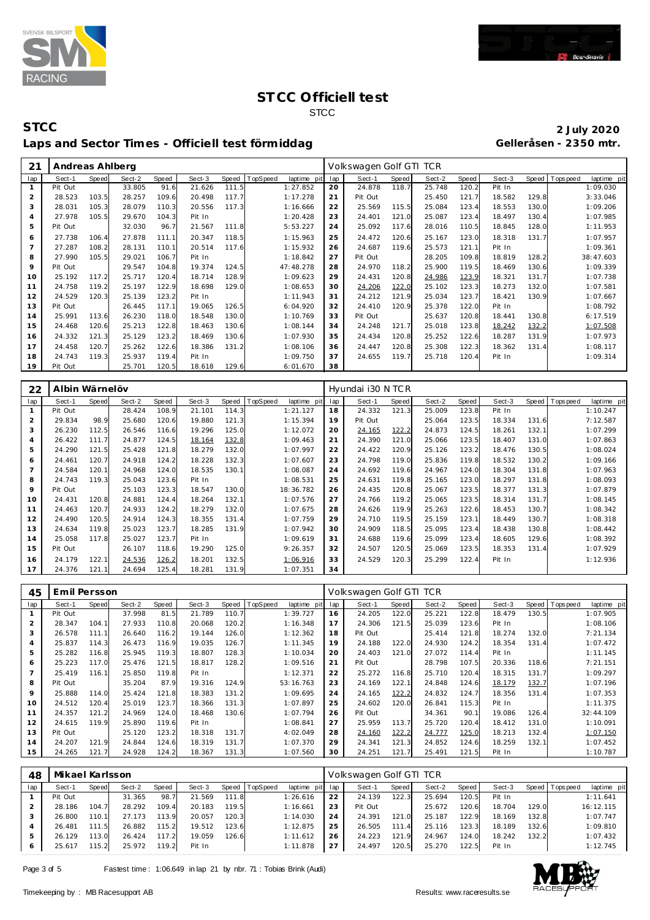# STCC Officiell test

STCC

## STCC

**Laps and Sector Times - Officiell test förmiddag**

**2 July 2020**
**Gelleråsen - 2350 mtr.**

### 21 Andreas Ahlberg — Volkswagen Golf GTI TCR

| lap | Sect-1 | Speed | Sect-2 | Speed | Sect-3 | Speed | TopSpeed | laptime pit | lap | Sect-1 | Speed | Sect-2 | Speed | Sect-3 | Speed | Topspeed | laptime pit |
|---|---|---|---|---|---|---|---|---|---|---|---|---|---|---|---|---|---|
| 1 | Pit Out | | 33.805 | 91.6 | 21.626 | 111.5 | | 1:27.852 | 20 | 24.878 | 118.7 | 25.748 | 120.2 | Pit In | | | 1:09.030 |
| 2 | 28.523 | 103.5 | 28.257 | 109.6 | 20.498 | 117.7 | | 1:17.278 | 21 | Pit Out | | 25.450 | 121.7 | 18.582 | 129.8 | | 3:33.046 |
| 3 | 28.031 | 105.3 | 28.079 | 110.3 | 20.556 | 117.3 | | 1:16.666 | 22 | 25.569 | 115.5 | 25.084 | 123.4 | 18.553 | 130.0 | | 1:09.206 |
| 4 | 27.978 | 105.5 | 29.670 | 104.3 | Pit In | | | 1:20.428 | 23 | 24.401 | 121.0 | 25.087 | 123.4 | 18.497 | 130.4 | | 1:07.985 |
| 5 | Pit Out | | 32.030 | 96.7 | 21.567 | 111.8 | | 5:53.227 | 24 | 25.092 | 117.6 | 28.016 | 110.5 | 18.845 | 128.0 | | 1:11.953 |
| 6 | 27.738 | 106.4 | 27.878 | 111.1 | 20.347 | 118.5 | | 1:15.963 | 25 | 24.472 | 120.6 | 25.167 | 123.0 | 18.318 | 131.7 | | 1:07.957 |
| 7 | 27.287 | 108.2 | 28.131 | 110.1 | 20.514 | 117.6 | | 1:15.932 | 26 | 24.687 | 119.6 | 25.573 | 121.1 | Pit In | | | 1:09.361 |
| 8 | 27.990 | 105.5 | 29.021 | 106.7 | Pit In | | | 1:18.842 | 27 | Pit Out | | 28.205 | 109.8 | 18.819 | 128.2 | | 38:47.603 |
| 9 | Pit Out | | 29.547 | 104.8 | 19.374 | 124.5 | | 47:48.278 | 28 | 24.970 | 118.2 | 25.900 | 119.5 | 18.469 | 130.6 | | 1:09.339 |
| 10 | 25.192 | 117.2 | 25.717 | 120.4 | 18.714 | 128.9 | | 1:09.623 | 29 | 24.431 | 120.8 | 24.986 | 123.9 | 18.321 | 131.7 | | 1:07.738 |
| 11 | 24.758 | 119.2 | 25.197 | 122.9 | 18.698 | 129.0 | | 1:08.653 | 30 | 24.206 | 122.0 | 25.102 | 123.3 | 18.273 | 132.0 | | 1:07.581 |
| 12 | 24.529 | 120.3 | 25.139 | 123.2 | Pit In | | | 1:11.943 | 31 | 24.212 | 121.9 | 25.034 | 123.7 | 18.421 | 130.9 | | 1:07.667 |
| 13 | Pit Out | | 26.445 | 117.1 | 19.065 | 126.5 | | 6:04.920 | 32 | 24.410 | 120.9 | 25.378 | 122.0 | Pit In | | | 1:08.792 |
| 14 | 25.991 | 113.6 | 26.230 | 118.0 | 18.548 | 130.0 | | 1:10.769 | 33 | Pit Out | | 25.637 | 120.8 | 18.441 | 130.8 | | 6:17.519 |
| 15 | 24.468 | 120.6 | 25.213 | 122.8 | 18.463 | 130.6 | | 1:08.144 | 34 | 24.248 | 121.7 | 25.018 | 123.8 | 18.242 | 132.2 | | 1:07.508 |
| 16 | 24.332 | 121.3 | 25.129 | 123.2 | 18.469 | 130.6 | | 1:07.930 | 35 | 24.434 | 120.8 | 25.252 | 122.6 | 18.287 | 131.9 | | 1:07.973 |
| 17 | 24.458 | 120.7 | 25.262 | 122.6 | 18.386 | 131.2 | | 1:08.106 | 36 | 24.447 | 120.8 | 25.308 | 122.3 | 18.362 | 131.4 | | 1:08.117 |
| 18 | 24.743 | 119.3 | 25.937 | 119.4 | Pit In | | | 1:09.750 | 37 | 24.655 | 119.7 | 25.718 | 120.4 | Pit In | | | 1:09.314 |
| 19 | Pit Out | | 25.701 | 120.5 | 18.618 | 129.6 | | 6:01.670 | 38 | | | | | | | | |

### 22 Albin Wärnelöv — Hyundai i30 N TCR

| lap | Sect-1 | Speed | Sect-2 | Speed | Sect-3 | Speed | TopSpeed | laptime pit | lap | Sect-1 | Speed | Sect-2 | Speed | Sect-3 | Speed | Topspeed | laptime pit |
|---|---|---|---|---|---|---|---|---|---|---|---|---|---|---|---|---|---|
| 1 | Pit Out | | 28.424 | 108.9 | 21.101 | 114.3 | | 1:21.127 | 18 | 24.332 | 121.3 | 25.009 | 123.8 | Pit In | | | 1:10.247 |
| 2 | 29.834 | 98.9 | 25.680 | 120.6 | 19.880 | 121.3 | | 1:15.394 | 19 | Pit Out | | 25.064 | 123.5 | 18.334 | 131.6 | | 7:12.587 |
| 3 | 26.230 | 112.5 | 26.546 | 116.6 | 19.296 | 125.0 | | 1:12.072 | 20 | 24.165 | 122.2 | 24.873 | 124.5 | 18.261 | 132.1 | | 1:07.299 |
| 4 | 26.422 | 111.7 | 24.877 | 124.5 | 18.164 | 132.8 | | 1:09.463 | 21 | 24.390 | 121.0 | 25.066 | 123.5 | 18.407 | 131.0 | | 1:07.863 |
| 5 | 24.290 | 121.5 | 25.428 | 121.8 | 18.279 | 132.0 | | 1:07.997 | 22 | 24.422 | 120.9 | 25.126 | 123.2 | 18.476 | 130.5 | | 1:08.024 |
| 6 | 24.461 | 120.7 | 24.918 | 124.2 | 18.228 | 132.3 | | 1:07.607 | 23 | 24.798 | 119.0 | 25.836 | 119.8 | 18.532 | 130.2 | | 1:09.166 |
| 7 | 24.584 | 120.1 | 24.968 | 124.0 | 18.535 | 130.1 | | 1:08.087 | 24 | 24.692 | 119.6 | 24.967 | 124.0 | 18.304 | 131.8 | | 1:07.963 |
| 8 | 24.743 | 119.3 | 25.043 | 123.6 | Pit In | | | 1:08.531 | 25 | 24.631 | 119.8 | 25.165 | 123.0 | 18.297 | 131.8 | | 1:08.093 |
| 9 | Pit Out | | 25.103 | 123.3 | 18.547 | 130.0 | | 18:36.782 | 26 | 24.435 | 120.8 | 25.067 | 123.5 | 18.377 | 131.3 | | 1:07.879 |
| 10 | 24.431 | 120.8 | 24.881 | 124.4 | 18.264 | 132.1 | | 1:07.576 | 27 | 24.766 | 119.2 | 25.065 | 123.5 | 18.314 | 131.7 | | 1:08.145 |
| 11 | 24.463 | 120.7 | 24.933 | 124.2 | 18.279 | 132.0 | | 1:07.675 | 28 | 24.626 | 119.9 | 25.263 | 122.6 | 18.453 | 130.7 | | 1:08.342 |
| 12 | 24.490 | 120.5 | 24.914 | 124.3 | 18.355 | 131.4 | | 1:07.759 | 29 | 24.710 | 119.5 | 25.159 | 123.1 | 18.449 | 130.7 | | 1:08.318 |
| 13 | 24.634 | 119.8 | 25.023 | 123.7 | 18.285 | 131.9 | | 1:07.942 | 30 | 24.909 | 118.5 | 25.095 | 123.4 | 18.438 | 130.8 | | 1:08.442 |
| 14 | 25.058 | 117.8 | 25.027 | 123.7 | Pit In | | | 1:09.619 | 31 | 24.688 | 119.6 | 25.099 | 123.4 | 18.605 | 129.6 | | 1:08.392 |
| 15 | Pit Out | | 26.107 | 118.6 | 19.290 | 125.0 | | 9:26.357 | 32 | 24.507 | 120.5 | 25.069 | 123.5 | 18.353 | 131.4 | | 1:07.929 |
| 16 | 24.179 | 122.1 | 24.536 | 126.2 | 18.201 | 132.5 | | 1:06.916 | 33 | 24.529 | 120.3 | 25.299 | 122.4 | Pit In | | | 1:12.936 |
| 17 | 24.376 | 121.1 | 24.694 | 125.4 | 18.281 | 131.9 | | 1:07.351 | 34 | | | | | | | | |

### 45 Emil Persson — Volkswagen Golf GTI TCR

| lap | Sect-1 | Speed | Sect-2 | Speed | Sect-3 | Speed | TopSpeed | laptime pit | lap | Sect-1 | Speed | Sect-2 | Speed | Sect-3 | Speed | Topspeed | laptime pit |
|---|---|---|---|---|---|---|---|---|---|---|---|---|---|---|---|---|---|
| 1 | Pit Out | | 37.998 | 81.5 | 21.789 | 110.7 | | 1:39.727 | 16 | 24.205 | 122.0 | 25.221 | 122.8 | 18.479 | 130.5 | | 1:07.905 |
| 2 | 28.347 | 104.1 | 27.933 | 110.8 | 20.068 | 120.2 | | 1:16.348 | 17 | 24.306 | 121.5 | 25.039 | 123.6 | Pit In | | | 1:08.106 |
| 3 | 26.578 | 111.1 | 26.640 | 116.2 | 19.144 | 126.0 | | 1:12.362 | 18 | Pit Out | | 25.414 | 121.8 | 18.274 | 132.0 | | 7:21.134 |
| 4 | 25.837 | 114.3 | 26.473 | 116.9 | 19.035 | 126.7 | | 1:11.345 | 19 | 24.188 | 122.0 | 24.930 | 124.2 | 18.354 | 131.4 | | 1:07.472 |
| 5 | 25.282 | 116.8 | 25.945 | 119.3 | 18.807 | 128.3 | | 1:10.034 | 20 | 24.403 | 121.0 | 27.072 | 114.4 | Pit In | | | 1:11.145 |
| 6 | 25.223 | 117.0 | 25.476 | 121.5 | 18.817 | 128.2 | | 1:09.516 | 21 | Pit Out | | 28.798 | 107.5 | 20.336 | 118.6 | | 7:21.151 |
| 7 | 25.419 | 116.1 | 25.850 | 119.8 | Pit In | | | 1:12.371 | 22 | 25.272 | 116.8 | 25.710 | 120.4 | 18.315 | 131.7 | | 1:09.297 |
| 8 | Pit Out | | 35.204 | 87.9 | 19.316 | 124.9 | | 53:16.763 | 23 | 24.169 | 122.1 | 24.848 | 124.6 | 18.179 | 132.7 | | 1:07.196 |
| 9 | 25.888 | 114.0 | 25.424 | 121.8 | 18.383 | 131.2 | | 1:09.695 | 24 | 24.165 | 122.2 | 24.832 | 124.7 | 18.356 | 131.4 | | 1:07.353 |
| 10 | 24.512 | 120.4 | 25.019 | 123.7 | 18.366 | 131.3 | | 1:07.897 | 25 | 24.602 | 120.0 | 26.841 | 115.3 | Pit In | | | 1:11.375 |
| 11 | 24.357 | 121.2 | 24.969 | 124.0 | 18.468 | 130.6 | | 1:07.794 | 26 | Pit Out | | 34.361 | 90.1 | 19.086 | 126.4 | | 32:44.109 |
| 12 | 24.615 | 119.9 | 25.890 | 119.6 | Pit In | | | 1:08.841 | 27 | 25.959 | 113.7 | 25.720 | 120.4 | 18.412 | 131.0 | | 1:10.091 |
| 13 | Pit Out | | 25.120 | 123.2 | 18.318 | 131.7 | | 4:02.049 | 28 | 24.160 | 122.2 | 24.777 | 125.0 | 18.213 | 132.4 | | 1:07.150 |
| 14 | 24.207 | 121.9 | 24.844 | 124.6 | 18.319 | 131.7 | | 1:07.370 | 29 | 24.341 | 121.3 | 24.852 | 124.6 | 18.259 | 132.1 | | 1:07.452 |
| 15 | 24.265 | 121.7 | 24.928 | 124.2 | 18.367 | 131.3 | | 1:07.560 | 30 | 24.251 | 121.7 | 25.491 | 121.5 | Pit In | | | 1:10.787 |

### 48 Mikael Karlsson — Volkswagen Golf GTI TCR

| lap | Sect-1 | Speed | Sect-2 | Speed | Sect-3 | Speed | TopSpeed | laptime pit | lap | Sect-1 | Speed | Sect-2 | Speed | Sect-3 | Speed | Topspeed | laptime pit |
|---|---|---|---|---|---|---|---|---|---|---|---|---|---|---|---|---|---|
| 1 | Pit Out | | 31.365 | 98.7 | 21.569 | 111.8 | | 1:26.616 | 22 | 24.139 | 122.3 | 25.694 | 120.5 | Pit In | | | 1:11.641 |
| 2 | 28.186 | 104.7 | 28.292 | 109.4 | 20.183 | 119.5 | | 1:16.661 | 23 | Pit Out | | 25.672 | 120.6 | 18.704 | 129.0 | | 16:12.115 |
| 3 | 26.800 | 110.1 | 27.173 | 113.9 | 20.057 | 120.3 | | 1:14.030 | 24 | 24.391 | 121.0 | 25.187 | 122.9 | 18.169 | 132.8 | | 1:07.747 |
| 4 | 26.481 | 111.5 | 26.882 | 115.2 | 19.512 | 123.6 | | 1:12.875 | 25 | 26.505 | 111.4 | 25.116 | 123.3 | 18.189 | 132.6 | | 1:09.810 |
| 5 | 26.129 | 113.0 | 26.424 | 117.2 | 19.059 | 126.6 | | 1:11.612 | 26 | 24.223 | 121.9 | 24.967 | 124.0 | 18.242 | 132.2 | | 1:07.432 |
| 6 | 25.617 | 115.2 | 25.972 | 119.2 | Pit In | | | 1:11.878 | 27 | 24.497 | 120.5 | 25.270 | 122.5 | Pit In | | | 1:12.745 |

Fastest time : 1:06.649 in lap 21 by nbr. 71 : Tobias Brink (Audi)

Timekeeping by : MB Racesupport AB

Results: www.raceresults.se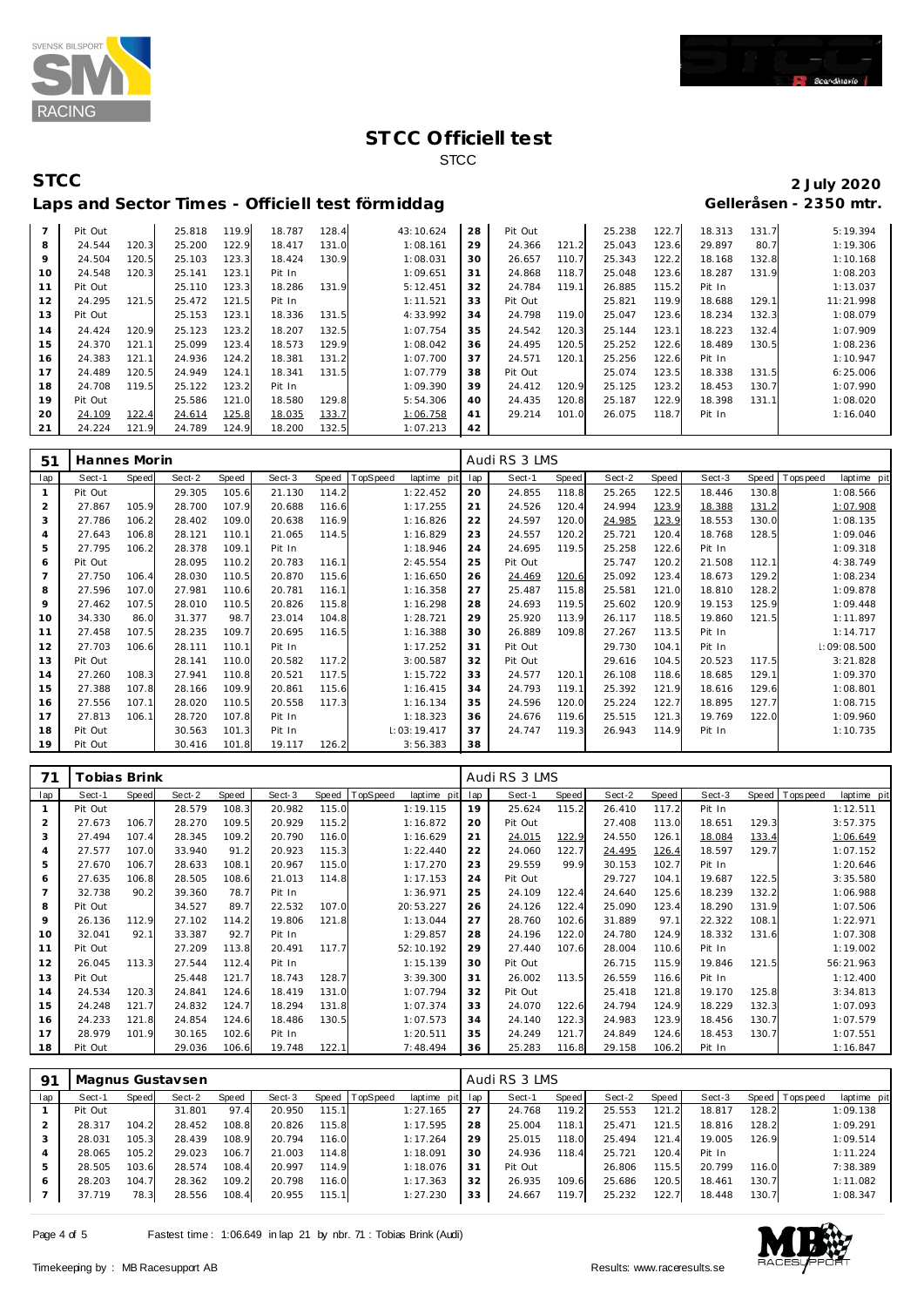# STCC Officiell test

STCC

## STCC

**2 July 2020**

### Laps and Sector Times - Officiell test förmiddag

**Gelleråsen - 2350 mtr.**

| lap | Sect-1 | Speed | Sect-2 | Speed | Sect-3 | Speed | TopSpeed | laptime pit | lap | Sect-1 | Speed | Sect-2 | Speed | Sect-3 | Speed | Topspeed | laptime pit |
|---|---|---|---|---|---|---|---|---|---|---|---|---|---|---|---|---|---|
| 7 | Pit Out | | 25.818 | 119.9 | 18.787 | 128.4 | | 43:10.624 | 28 | Pit Out | | 25.238 | 122.7 | 18.313 | 131.7 | | 5:19.394 |
| 8 | 24.544 | 120.3 | 25.200 | 122.9 | 18.417 | 131.0 | | 1:08.161 | 29 | 24.366 | 121.2 | 25.043 | 123.6 | 29.897 | 80.7 | | 1:19.306 |
| 9 | 24.504 | 120.5 | 25.103 | 123.3 | 18.424 | 130.9 | | 1:08.031 | 30 | 26.657 | 110.7 | 25.343 | 122.2 | 18.168 | 132.8 | | 1:10.168 |
| 10 | 24.548 | 120.3 | 25.141 | 123.1 | Pit In | | | 1:09.651 | 31 | 24.868 | 118.7 | 25.048 | 123.6 | 18.287 | 131.9 | | 1:08.203 |
| 11 | Pit Out | | 25.110 | 123.3 | 18.286 | 131.9 | | 5:12.451 | 32 | 24.784 | 119.1 | 26.885 | 115.2 | Pit In | | | 1:13.037 |
| 12 | 24.295 | 121.5 | 25.472 | 121.5 | Pit In | | | 1:11.521 | 33 | Pit Out | | 25.821 | 119.9 | 18.688 | 129.1 | | 11:21.998 |
| 13 | Pit Out | | 25.153 | 123.1 | 18.336 | 131.5 | | 4:33.992 | 34 | 24.798 | 119.0 | 25.047 | 123.6 | 18.234 | 132.3 | | 1:08.079 |
| 14 | 24.424 | 120.9 | 25.123 | 123.2 | 18.207 | 132.5 | | 1:07.754 | 35 | 24.542 | 120.3 | 25.144 | 123.1 | 18.223 | 132.4 | | 1:07.909 |
| 15 | 24.370 | 121.1 | 25.099 | 123.4 | 18.573 | 129.9 | | 1:08.042 | 36 | 24.495 | 120.5 | 25.252 | 122.6 | 18.489 | 130.5 | | 1:08.236 |
| 16 | 24.383 | 121.1 | 24.936 | 124.2 | 18.381 | 131.2 | | 1:07.700 | 37 | 24.571 | 120.1 | 25.256 | 122.6 | Pit In | | | 1:10.947 |
| 17 | 24.489 | 120.5 | 24.949 | 124.1 | 18.341 | 131.5 | | 1:07.779 | 38 | Pit Out | | 25.074 | 123.5 | 18.338 | 131.5 | | 6:25.006 |
| 18 | 24.708 | 119.5 | 25.122 | 123.2 | Pit In | | | 1:09.390 | 39 | 24.412 | 120.9 | 25.125 | 123.2 | 18.453 | 130.7 | | 1:07.990 |
| 19 | Pit Out | | 25.586 | 121.0 | 18.580 | 129.8 | | 5:54.306 | 40 | 24.435 | 120.8 | 25.187 | 122.9 | 18.398 | 131.1 | | 1:08.020 |
| 20 | 24.109 | 122.4 | 24.614 | 125.8 | 18.035 | 133.7 | | 1:06.758 | 41 | 29.214 | 101.0 | 26.075 | 118.7 | Pit In | | | 1:16.040 |
| 21 | 24.224 | 121.9 | 24.789 | 124.9 | 18.200 | 132.5 | | 1:07.213 | 42 | | | | | | | | |

| 51 | Hannes Morin | | | | | | | | Audi RS 3 LMS | | | | | | | | |
|---|---|---|---|---|---|---|---|---|---|---|---|---|---|---|---|---|---|
| lap | Sect-1 | Speed | Sect-2 | Speed | Sect-3 | Speed | TopSpeed | laptime pit | lap | Sect-1 | Speed | Sect-2 | Speed | Sect-3 | Speed | Topspeed | laptime pit |
| 1 | Pit Out | | 29.305 | 105.6 | 21.130 | 114.2 | | 1:22.452 | 20 | 24.855 | 118.8 | 25.265 | 122.5 | 18.446 | 130.8 | | 1:08.566 |
| 2 | 27.867 | 105.9 | 28.700 | 107.9 | 20.688 | 116.6 | | 1:17.255 | 21 | 24.526 | 120.4 | 24.994 | 123.9 | 18.388 | 131.2 | | 1:07.908 |
| 3 | 27.786 | 106.2 | 28.402 | 109.0 | 20.638 | 116.9 | | 1:16.826 | 22 | 24.597 | 120.0 | 24.985 | 123.9 | 18.553 | 130.0 | | 1:08.135 |
| 4 | 27.643 | 106.8 | 28.121 | 110.1 | 21.065 | 114.5 | | 1:16.829 | 23 | 24.557 | 120.2 | 25.721 | 120.4 | 18.768 | 128.5 | | 1:09.046 |
| 5 | 27.795 | 106.2 | 28.378 | 109.1 | Pit In | | | 1:18.946 | 24 | 24.695 | 119.5 | 25.258 | 122.6 | Pit In | | | 1:09.318 |
| 6 | Pit Out | | 28.095 | 110.2 | 20.783 | 116.1 | | 2:45.554 | 25 | Pit Out | | 25.747 | 120.2 | 21.508 | 112.1 | | 4:38.749 |
| 7 | 27.750 | 106.4 | 28.030 | 110.5 | 20.870 | 115.6 | | 1:16.650 | 26 | 24.469 | 120.6 | 25.092 | 123.4 | 18.673 | 129.2 | | 1:08.234 |
| 8 | 27.596 | 107.0 | 27.981 | 110.6 | 20.781 | 116.1 | | 1:16.358 | 27 | 25.487 | 115.8 | 25.581 | 121.0 | 18.810 | 128.2 | | 1:09.878 |
| 9 | 27.462 | 107.5 | 28.010 | 110.5 | 20.826 | 115.8 | | 1:16.298 | 28 | 24.693 | 119.5 | 25.602 | 120.9 | 19.153 | 125.9 | | 1:09.448 |
| 10 | 34.330 | 86.0 | 31.377 | 98.7 | 23.014 | 104.8 | | 1:28.721 | 29 | 25.920 | 113.9 | 26.117 | 118.5 | 19.860 | 121.5 | | 1:11.897 |
| 11 | 27.458 | 107.5 | 28.235 | 109.7 | 20.695 | 116.5 | | 1:16.388 | 30 | 26.889 | 109.8 | 27.267 | 113.5 | Pit In | | | 1:14.717 |
| 12 | 27.703 | 106.6 | 28.111 | 110.1 | Pit In | | | 1:17.252 | 31 | Pit Out | | 29.730 | 104.1 | Pit In | | | 1:09:08.500 |
| 13 | Pit Out | | 28.141 | 110.0 | 20.582 | 117.2 | | 3:00.587 | 32 | Pit Out | | 29.616 | 104.5 | 20.523 | 117.5 | | 3:21.828 |
| 14 | 27.260 | 108.3 | 27.941 | 110.8 | 20.521 | 117.5 | | 1:15.722 | 33 | 24.577 | 120.1 | 26.108 | 118.6 | 18.685 | 129.1 | | 1:09.370 |
| 15 | 27.388 | 107.8 | 28.166 | 109.9 | 20.861 | 115.6 | | 1:16.415 | 34 | 24.793 | 119.1 | 25.392 | 121.9 | 18.616 | 129.6 | | 1:08.801 |
| 16 | 27.556 | 107.1 | 28.020 | 110.5 | 20.558 | 117.3 | | 1:16.134 | 35 | 24.596 | 120.0 | 25.224 | 122.7 | 18.895 | 127.7 | | 1:08.715 |
| 17 | 27.813 | 106.1 | 28.720 | 107.8 | Pit In | | | 1:18.323 | 36 | 24.676 | 119.6 | 25.515 | 121.3 | 19.769 | 122.0 | | 1:09.960 |
| 18 | Pit Out | | 30.563 | 101.3 | Pit In | | | 1:03:19.417 | 37 | 24.747 | 119.3 | 26.943 | 114.9 | Pit In | | | 1:10.735 |
| 19 | Pit Out | | 30.416 | 101.8 | 19.117 | 126.2 | | 3:56.383 | 38 | | | | | | | | |

| 71 | Tobias Brink | | | | | | | | Audi RS 3 LMS | | | | | | | | |
|---|---|---|---|---|---|---|---|---|---|---|---|---|---|---|---|---|---|
| lap | Sect-1 | Speed | Sect-2 | Speed | Sect-3 | Speed | TopSpeed | laptime pit | lap | Sect-1 | Speed | Sect-2 | Speed | Sect-3 | Speed | Topspeed | laptime pit |
| 1 | Pit Out | | 28.579 | 108.3 | 20.982 | 115.0 | | 1:19.115 | 19 | 25.624 | 115.2 | 26.410 | 117.2 | Pit In | | | 1:12.511 |
| 2 | 27.673 | 106.7 | 28.270 | 109.5 | 20.929 | 115.2 | | 1:16.872 | 20 | Pit Out | | 27.408 | 113.0 | 18.651 | 129.3 | | 3:57.375 |
| 3 | 27.494 | 107.4 | 28.345 | 109.2 | 20.790 | 116.0 | | 1:16.629 | 21 | 24.015 | 122.9 | 24.550 | 126.1 | 18.084 | 133.4 | | 1:06.649 |
| 4 | 27.577 | 107.0 | 33.940 | 91.2 | 20.923 | 115.3 | | 1:22.440 | 22 | 24.060 | 122.7 | 24.495 | 126.4 | 18.597 | 129.7 | | 1:07.152 |
| 5 | 27.670 | 106.7 | 28.633 | 108.1 | 20.967 | 115.0 | | 1:17.270 | 23 | 29.559 | 99.9 | 30.153 | 102.7 | Pit In | | | 1:20.646 |
| 6 | 27.635 | 106.8 | 28.505 | 108.6 | 21.013 | 114.8 | | 1:17.153 | 24 | Pit Out | | 29.727 | 104.1 | 19.687 | 122.5 | | 3:35.580 |
| 7 | 32.738 | 90.2 | 39.360 | 78.7 | Pit In | | | 1:36.971 | 25 | 24.109 | 122.4 | 24.640 | 125.6 | 18.239 | 132.2 | | 1:06.988 |
| 8 | Pit Out | | 34.527 | 89.7 | 22.532 | 107.0 | | 20:53.227 | 26 | 24.126 | 122.4 | 25.090 | 123.4 | 18.290 | 131.9 | | 1:07.506 |
| 9 | 26.136 | 112.9 | 27.102 | 114.2 | 19.806 | 121.8 | | 1:13.044 | 27 | 28.760 | 102.6 | 31.889 | 97.1 | 22.322 | 108.1 | | 1:22.971 |
| 10 | 32.041 | 92.1 | 33.387 | 92.7 | Pit In | | | 1:29.857 | 28 | 24.196 | 122.0 | 24.780 | 124.9 | 18.332 | 131.6 | | 1:07.308 |
| 11 | Pit Out | | 27.209 | 113.8 | 20.491 | 117.7 | | 52:10.192 | 29 | 27.440 | 107.6 | 28.004 | 110.6 | Pit In | | | 1:19.002 |
| 12 | 26.045 | 113.3 | 27.544 | 112.4 | Pit In | | | 1:15.139 | 30 | Pit Out | | 26.715 | 115.9 | 19.846 | 121.5 | | 56:21.963 |
| 13 | Pit Out | | 25.448 | 121.7 | 18.743 | 128.7 | | 3:39.300 | 31 | 26.002 | 113.5 | 26.559 | 116.6 | Pit In | | | 1:12.400 |
| 14 | 24.534 | 120.3 | 24.841 | 124.6 | 18.419 | 131.0 | | 1:07.794 | 32 | Pit Out | | 25.418 | 121.8 | 19.170 | 125.8 | | 3:34.813 |
| 15 | 24.248 | 121.7 | 24.832 | 124.7 | 18.294 | 131.8 | | 1:07.374 | 33 | 24.070 | 122.6 | 24.794 | 124.9 | 18.229 | 132.3 | | 1:07.093 |
| 16 | 24.233 | 121.8 | 24.854 | 124.6 | 18.486 | 130.5 | | 1:07.573 | 34 | 24.140 | 122.3 | 24.983 | 123.9 | 18.456 | 130.7 | | 1:07.579 |
| 17 | 28.979 | 101.9 | 30.165 | 102.6 | Pit In | | | 1:20.511 | 35 | 24.249 | 121.7 | 24.849 | 124.6 | 18.453 | 130.7 | | 1:07.551 |
| 18 | Pit Out | | 29.036 | 106.6 | 19.748 | 122.1 | | 7:48.494 | 36 | 25.283 | 116.8 | 29.158 | 106.2 | Pit In | | | 1:16.847 |

| 91 | Magnus Gustavsen | | | | | | | | Audi RS 3 LMS | | | | | | | | |
|---|---|---|---|---|---|---|---|---|---|---|---|---|---|---|---|---|---|
| lap | Sect-1 | Speed | Sect-2 | Speed | Sect-3 | Speed | TopSpeed | laptime pit | lap | Sect-1 | Speed | Sect-2 | Speed | Sect-3 | Speed | Topspeed | laptime pit |
| 1 | Pit Out | | 31.801 | 97.4 | 20.950 | 115.1 | | 1:27.165 | 27 | 24.768 | 119.2 | 25.553 | 121.2 | 18.817 | 128.2 | | 1:09.138 |
| 2 | 28.317 | 104.2 | 28.452 | 108.8 | 20.826 | 115.8 | | 1:17.595 | 28 | 25.004 | 118.1 | 25.471 | 121.5 | 18.816 | 128.2 | | 1:09.291 |
| 3 | 28.031 | 105.3 | 28.439 | 108.9 | 20.794 | 116.0 | | 1:17.264 | 29 | 25.015 | 118.0 | 25.494 | 121.4 | 19.005 | 126.9 | | 1:09.514 |
| 4 | 28.065 | 105.2 | 29.023 | 106.7 | 21.003 | 114.8 | | 1:18.091 | 30 | 24.936 | 118.4 | 25.721 | 120.4 | Pit In | | | 1:11.224 |
| 5 | 28.505 | 103.6 | 28.574 | 108.4 | 20.997 | 114.9 | | 1:18.076 | 31 | Pit Out | | 26.806 | 115.5 | 20.799 | 116.0 | | 7:38.389 |
| 6 | 28.203 | 104.7 | 28.362 | 109.2 | 20.798 | 116.0 | | 1:17.363 | 32 | 26.935 | 109.6 | 25.686 | 120.5 | 18.461 | 130.7 | | 1:11.082 |
| 7 | 37.719 | 78.3 | 28.556 | 108.4 | 20.955 | 115.1 | | 1:27.230 | 33 | 24.667 | 119.7 | 25.232 | 122.7 | 18.448 | 130.7 | | 1:08.347 |

Fastest time : 1:06.649 in lap 21 by nbr. 71 : Tobias Brink (Audi)

Timekeeping by : MB Racesupport AB

Results: www.raceresults.se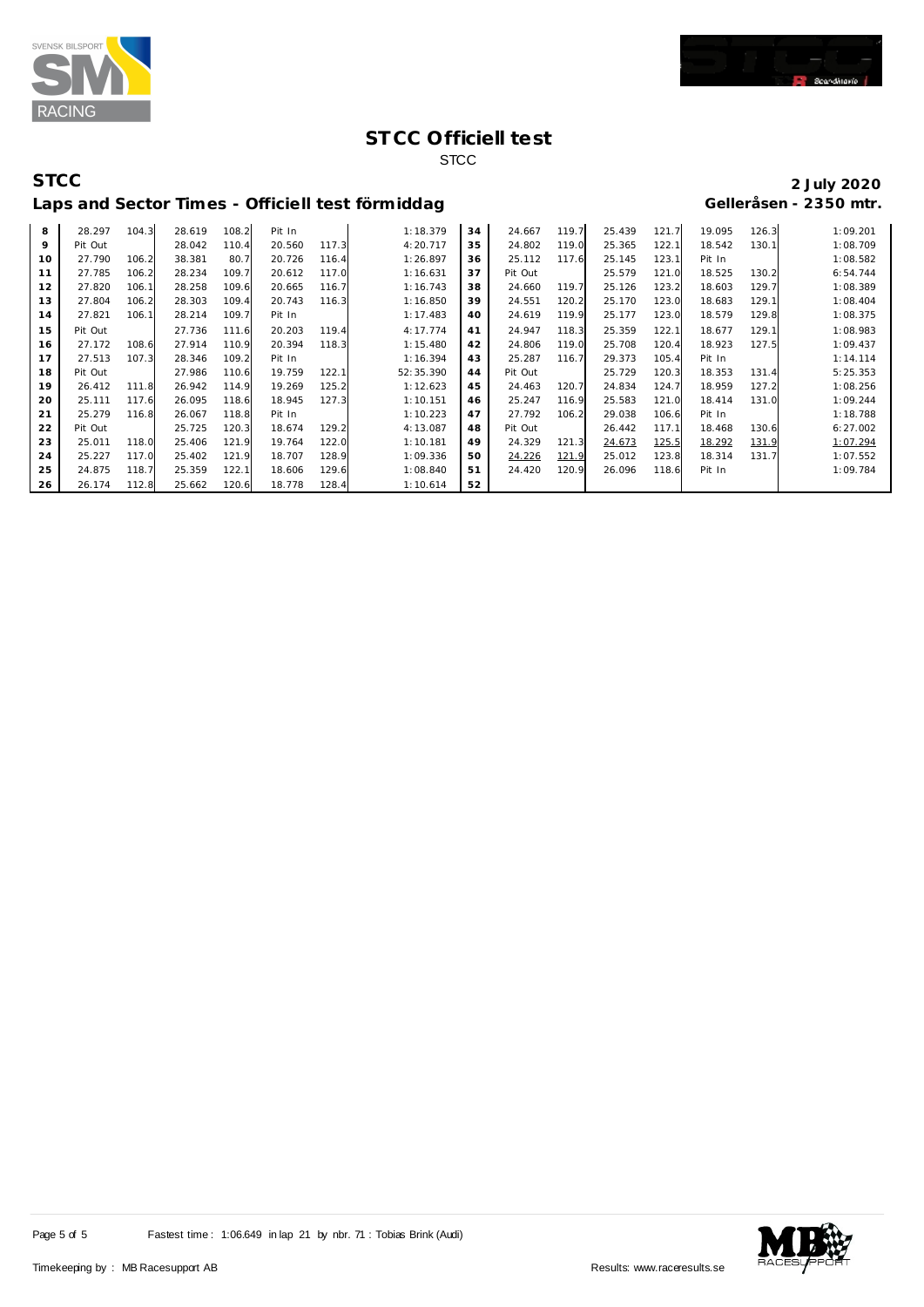## STCC Officiell test

STCC

**STCC** — **2 July 2020**

**Laps and Sector Times - Officiell test förmiddag** — **Gelleråsen - 2350 mtr.**

| Lap | S1 | Speed | S2 | Speed | S3 | Speed | Time | Lap | S1 | Speed | S2 | Speed | S3 | Speed | Time |
|---|---|---|---|---|---|---|---|---|---|---|---|---|---|---|---|
| 8 | 28.297 | 104.3 | 28.619 | 108.2 | Pit In | | 1:18.379 | 34 | 24.667 | 119.7 | 25.439 | 121.7 | 19.095 | 126.3 | 1:09.201 |
| 9 | Pit Out | | 28.042 | 110.4 | 20.560 | 117.3 | 4:20.717 | 35 | 24.802 | 119.0 | 25.365 | 122.1 | 18.542 | 130.1 | 1:08.709 |
| 10 | 27.790 | 106.2 | 38.381 | 80.7 | 20.726 | 116.4 | 1:26.897 | 36 | 25.112 | 117.6 | 25.145 | 123.1 | Pit In | | 1:08.582 |
| 11 | 27.785 | 106.2 | 28.234 | 109.7 | 20.612 | 117.0 | 1:16.631 | 37 | Pit Out | | 25.579 | 121.0 | 18.525 | 130.2 | 6:54.744 |
| 12 | 27.820 | 106.1 | 28.258 | 109.6 | 20.665 | 116.7 | 1:16.743 | 38 | 24.660 | 119.7 | 25.126 | 123.2 | 18.603 | 129.7 | 1:08.389 |
| 13 | 27.804 | 106.2 | 28.303 | 109.4 | 20.743 | 116.3 | 1:16.850 | 39 | 24.551 | 120.2 | 25.170 | 123.0 | 18.683 | 129.1 | 1:08.404 |
| 14 | 27.821 | 106.1 | 28.214 | 109.7 | Pit In | | 1:17.483 | 40 | 24.619 | 119.9 | 25.177 | 123.0 | 18.579 | 129.8 | 1:08.375 |
| 15 | Pit Out | | 27.736 | 111.6 | 20.203 | 119.4 | 4:17.774 | 41 | 24.947 | 118.3 | 25.359 | 122.1 | 18.677 | 129.1 | 1:08.983 |
| 16 | 27.172 | 108.6 | 27.914 | 110.9 | 20.394 | 118.3 | 1:15.480 | 42 | 24.806 | 119.0 | 25.708 | 120.4 | 18.923 | 127.5 | 1:09.437 |
| 17 | 27.513 | 107.3 | 28.346 | 109.2 | Pit In | | 1:16.394 | 43 | 25.287 | 116.7 | 29.373 | 105.4 | Pit In | | 1:14.114 |
| 18 | Pit Out | | 27.986 | 110.6 | 19.759 | 122.1 | 52:35.390 | 44 | Pit Out | | 25.729 | 120.3 | 18.353 | 131.4 | 5:25.353 |
| 19 | 26.412 | 111.8 | 26.942 | 114.9 | 19.269 | 125.2 | 1:12.623 | 45 | 24.463 | 120.7 | 24.834 | 124.7 | 18.959 | 127.2 | 1:08.256 |
| 20 | 25.111 | 117.6 | 26.095 | 118.6 | 18.945 | 127.3 | 1:10.151 | 46 | 25.247 | 116.9 | 25.583 | 121.0 | 18.414 | 131.0 | 1:09.244 |
| 21 | 25.279 | 116.8 | 26.067 | 118.8 | Pit In | | 1:10.223 | 47 | 27.792 | 106.2 | 29.038 | 106.6 | Pit In | | 1:18.788 |
| 22 | Pit Out | | 25.725 | 120.3 | 18.674 | 129.2 | 4:13.087 | 48 | Pit Out | | 26.442 | 117.1 | 18.468 | 130.6 | 6:27.002 |
| 23 | 25.011 | 118.0 | 25.406 | 121.9 | 19.764 | 122.0 | 1:10.181 | 49 | 24.329 | 121.3 | 24.673 | 125.5 | 18.292 | 131.9 | 1:07.294 |
| 24 | 25.227 | 117.0 | 25.402 | 121.9 | 18.707 | 128.9 | 1:09.336 | 50 | 24.226 | 121.9 | 25.012 | 123.8 | 18.314 | 131.7 | 1:07.552 |
| 25 | 24.875 | 118.7 | 25.359 | 122.1 | 18.606 | 129.6 | 1:08.840 | 51 | 24.420 | 120.9 | 26.096 | 118.6 | Pit In | | 1:09.784 |
| 26 | 26.174 | 112.8 | 25.662 | 120.6 | 18.778 | 128.4 | 1:10.614 | 52 | | | | | | | |

Fastest time : 1:06.649 in lap 21 by nbr. 71 : Tobias Brink (Audi)

Timekeeping by : MB Racesupport AB

Results: www.raceresults.se